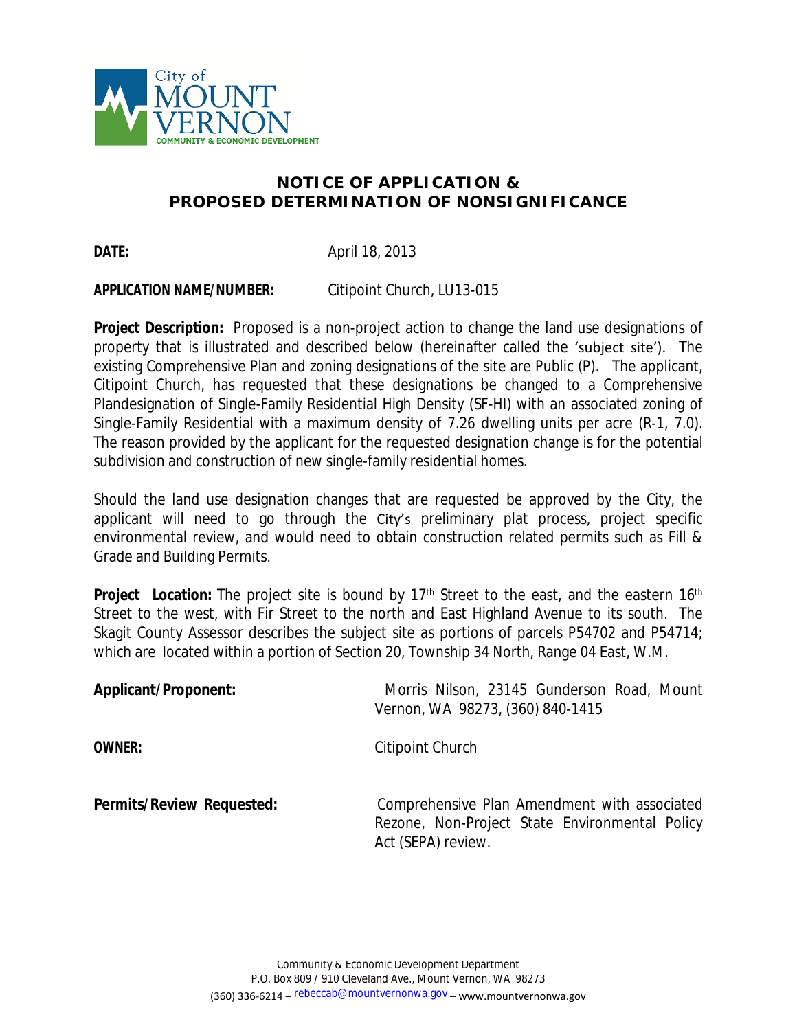City of MOUNT VERNON
COMMUNITY & ECONOMIC DEVELOPMENT

## NOTICE OF APPLICATION & PROPOSED DETERMINATION OF NONSIGNIFICANCE

**DATE:** April 18, 2013

**APPLICATION NAME/NUMBER:** Citipoint Church, LU13-015

**Project Description:** Proposed is a non-project action to change the land use designations of property that is illustrated and described below (hereinafter called the 'subject site'). The existing Comprehensive Plan and zoning designations of the site are Public (P). The applicant, Citipoint Church, has requested that these designations be changed to a Comprehensive Plandesignation of Single-Family Residential High Density (SF-HI) with an associated zoning of Single-Family Residential with a maximum density of 7.26 dwelling units per acre (R-1, 7.0). The reason provided by the applicant for the requested designation change is for the potential subdivision and construction of new single-family residential homes.

Should the land use designation changes that are requested be approved by the City, the applicant will need to go through the City's preliminary plat process, project specific environmental review, and would need to obtain construction related permits such as Fill & Grade and Building Permits.

**Project Location:** The project site is bound by 17th Street to the east, and the eastern 16th Street to the west, with Fir Street to the north and East Highland Avenue to its south. The Skagit County Assessor describes the subject site as portions of parcels P54702 and P54714; which are located within a portion of Section 20, Township 34 North, Range 04 East, W.M.

**Applicant/Proponent:** Morris Nilson, 23145 Gunderson Road, Mount Vernon, WA 98273, (360) 840-1415

**OWNER:** Citipoint Church

**Permits/Review Requested:** Comprehensive Plan Amendment with associated Rezone, Non-Project State Environmental Policy Act (SEPA) review.

Community & Economic Development Department
P.O. Box 809 / 910 Cleveland Ave., Mount Vernon, WA 98273
(360) 336-6214 – rebeccab@mountvernonwa.gov – www.mountvernonwa.gov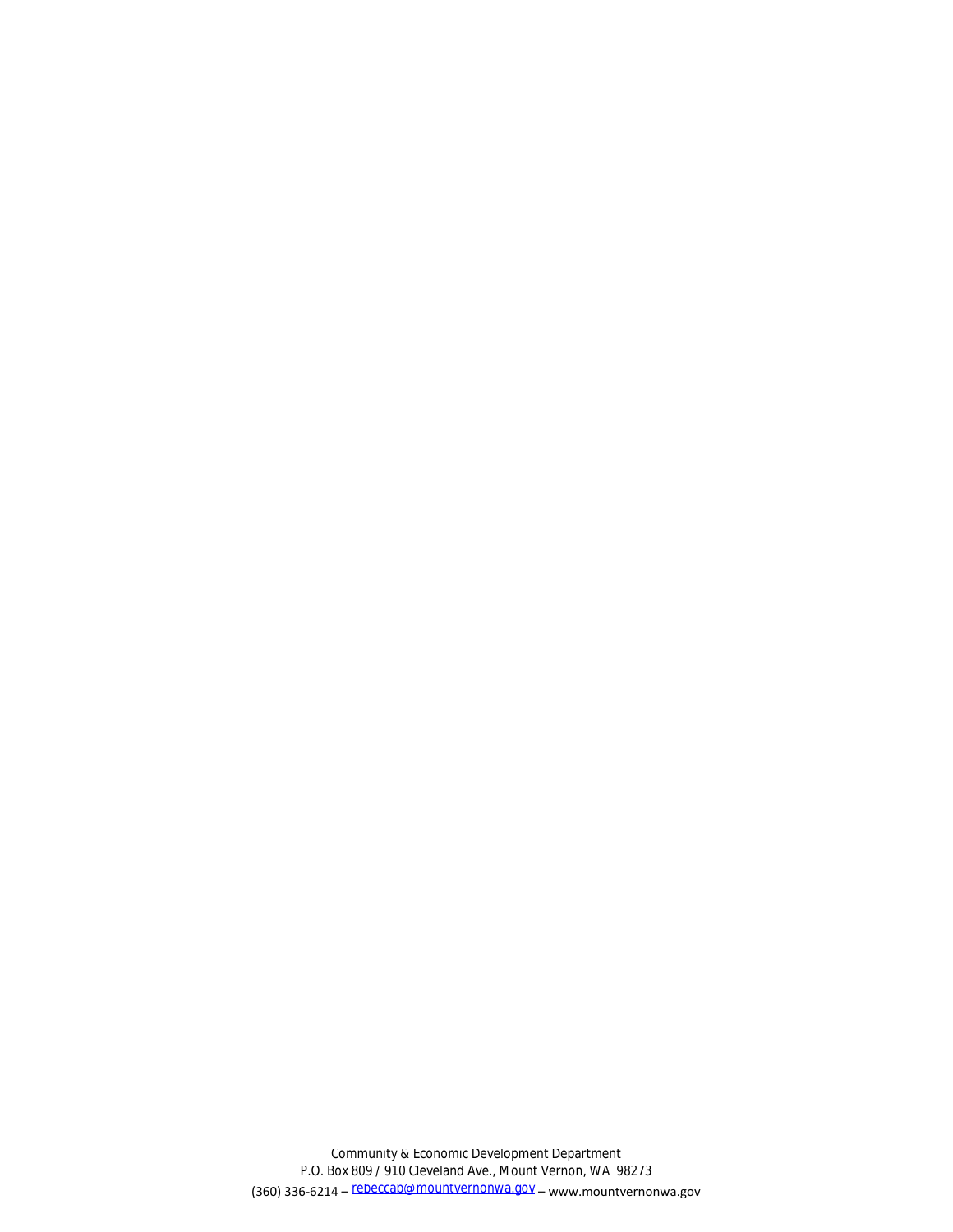Community & Economic Development Department
P.O. Box 809 / 910 Cleveland Ave., Mount Vernon, WA 98273
(360) 336-6214 – rebeccab@mountvernonwa.gov – www.mountvernonwa.gov